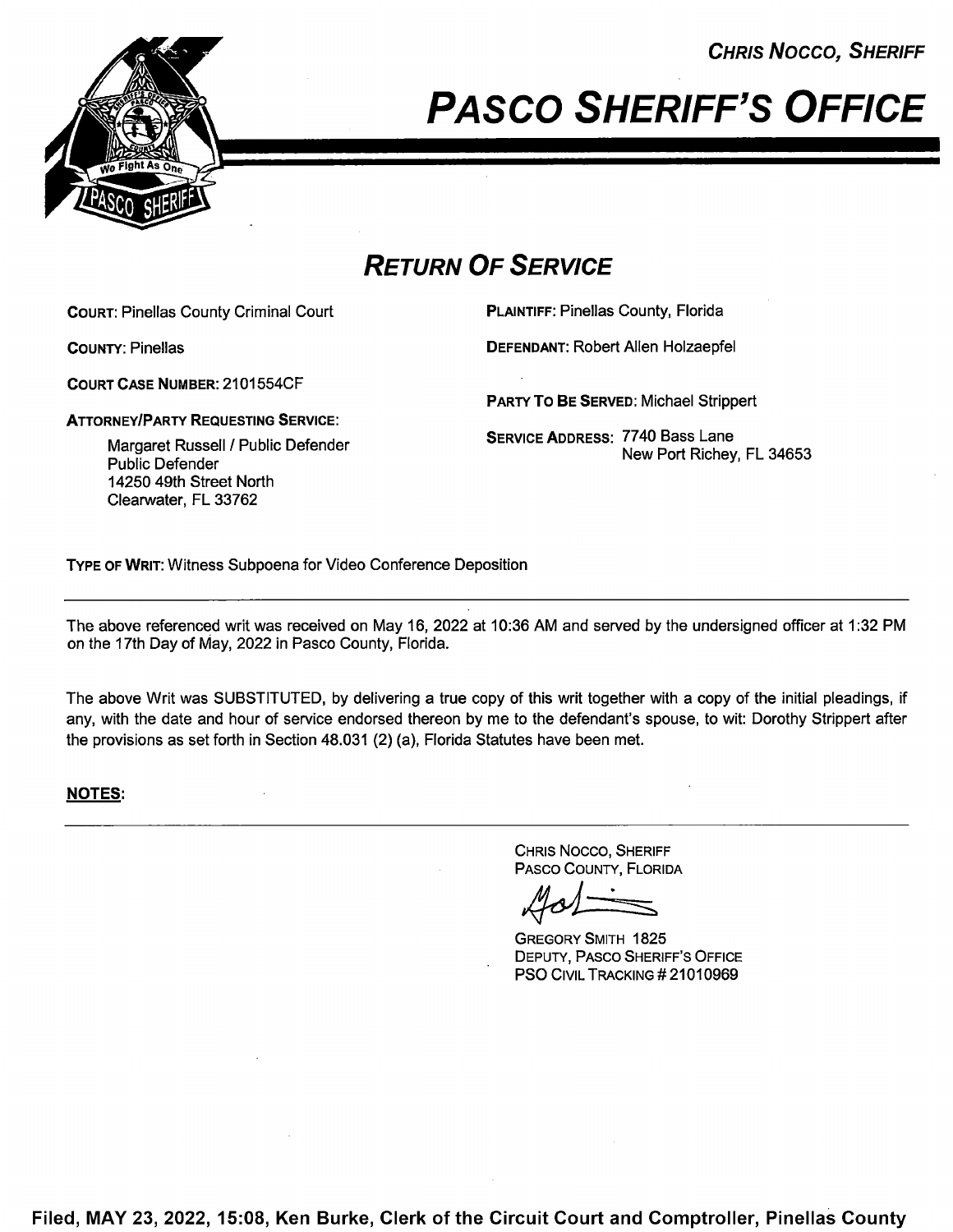**CHRIS NOCCO, SHERIFF**

# PASCO SHERIFF'S OFFICE

## RETURN OF SERVICE

**COURT:** Pinellas County Criminal Court

**COUNTY:** Pinellas

**COURT CASE NUMBER:** 2101554CF

**ATTORNEY/PARTY REQUESTING SERVICE:**

Margaret Russell / Public Defender
Public Defender
14250 49th Street North
Clearwater, FL 33762

**PLAINTIFF:** Pinellas County, Florida

**DEFENDANT:** Robert Allen Holzaepfel

**PARTY TO BE SERVED:** Michael Strippert

**SERVICE ADDRESS:** 7740 Bass Lane
New Port Richey, FL 34653

**TYPE OF WRIT:** Witness Subpoena for Video Conference Deposition

---

The above referenced writ was received on May 16, 2022 at 10:36 AM and served by the undersigned officer at 1:32 PM on the 17th Day of May, 2022 in Pasco County, Florida.

The above Writ was SUBSTITUTED, by delivering a true copy of this writ together with a copy of the initial pleadings, if any, with the date and hour of service endorsed thereon by me to the defendant's spouse, to wit: Dorothy Strippert after the provisions as set forth in Section 48.031 (2) (a), Florida Statutes have been met.

**NOTES:**

---

CHRIS NOCCO, SHERIFF
PASCO COUNTY, FLORIDA

GREGORY SMITH 1825
DEPUTY, PASCO SHERIFF'S OFFICE
PSO CIVIL TRACKING # 21010969

**Filed, MAY 23, 2022, 15:08, Ken Burke, Clerk of the Circuit Court and Comptroller, Pinellas County**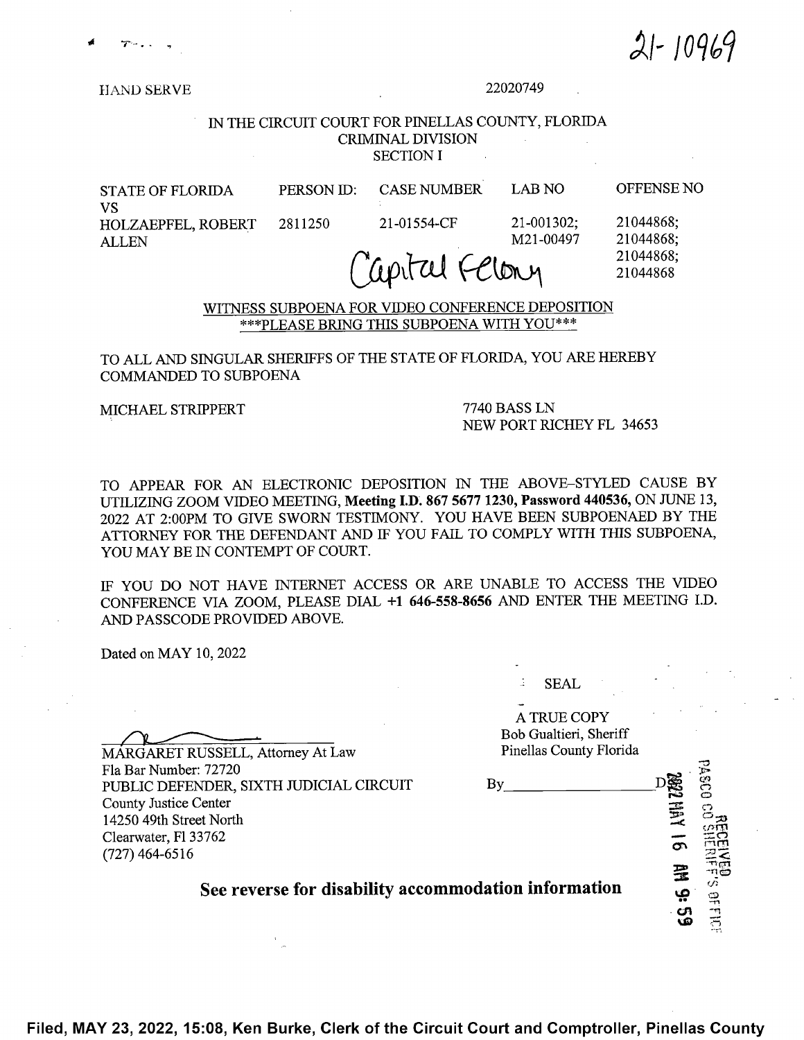21- 10969

HAND SERVE

22020749

IN THE CIRCUIT COURT FOR PINELLAS COUNTY, FLORIDA
CRIMINAL DIVISION
SECTION I

| STATE OF FLORIDA VS | PERSON ID: | CASE NUMBER | LAB NO | OFFENSE NO |
| --- | --- | --- | --- | --- |
| HOLZAEPFEL, ROBERT ALLEN | 2811250 | 21-01554-CF | 21-001302; M21-00497 | 21044868; 21044868; 21044868; 21044868 |

Capital Felony

WITNESS SUBPOENA FOR VIDEO CONFERENCE DEPOSITION
***PLEASE BRING THIS SUBPOENA WITH YOU***

TO ALL AND SINGULAR SHERIFFS OF THE STATE OF FLORIDA, YOU ARE HEREBY COMMANDED TO SUBPOENA

MICHAEL STRIPPERT

7740 BASS LN
NEW PORT RICHEY FL 34653

TO APPEAR FOR AN ELECTRONIC DEPOSITION IN THE ABOVE-STYLED CAUSE BY UTILIZING ZOOM VIDEO MEETING, **Meeting I.D. 867 5677 1230, Password 440536,** ON JUNE 13, 2022 AT 2:00PM TO GIVE SWORN TESTIMONY. YOU HAVE BEEN SUBPOENAED BY THE ATTORNEY FOR THE DEFENDANT AND IF YOU FAIL TO COMPLY WITH THIS SUBPOENA, YOU MAY BE IN CONTEMPT OF COURT.

IF YOU DO NOT HAVE INTERNET ACCESS OR ARE UNABLE TO ACCESS THE VIDEO CONFERENCE VIA ZOOM, PLEASE DIAL **+1 646-558-8656** AND ENTER THE MEETING I.D. AND PASSCODE PROVIDED ABOVE.

Dated on MAY 10, 2022

SEAL

A TRUE COPY
Bob Gualtieri, Sheriff
Pinellas County Florida

By_________________D

RECEIVED PASCO CO SHERIFF'S OFFICE 2022 MAY 16 AM 9:59

MARGARET RUSSELL, Attorney At Law
Fla Bar Number: 72720
PUBLIC DEFENDER, SIXTH JUDICIAL CIRCUIT
County Justice Center
14250 49th Street North
Clearwater, Fl 33762
(727) 464-6516

**See reverse for disability accommodation information**

**Filed, MAY 23, 2022, 15:08, Ken Burke, Clerk of the Circuit Court and Comptroller, Pinellas County**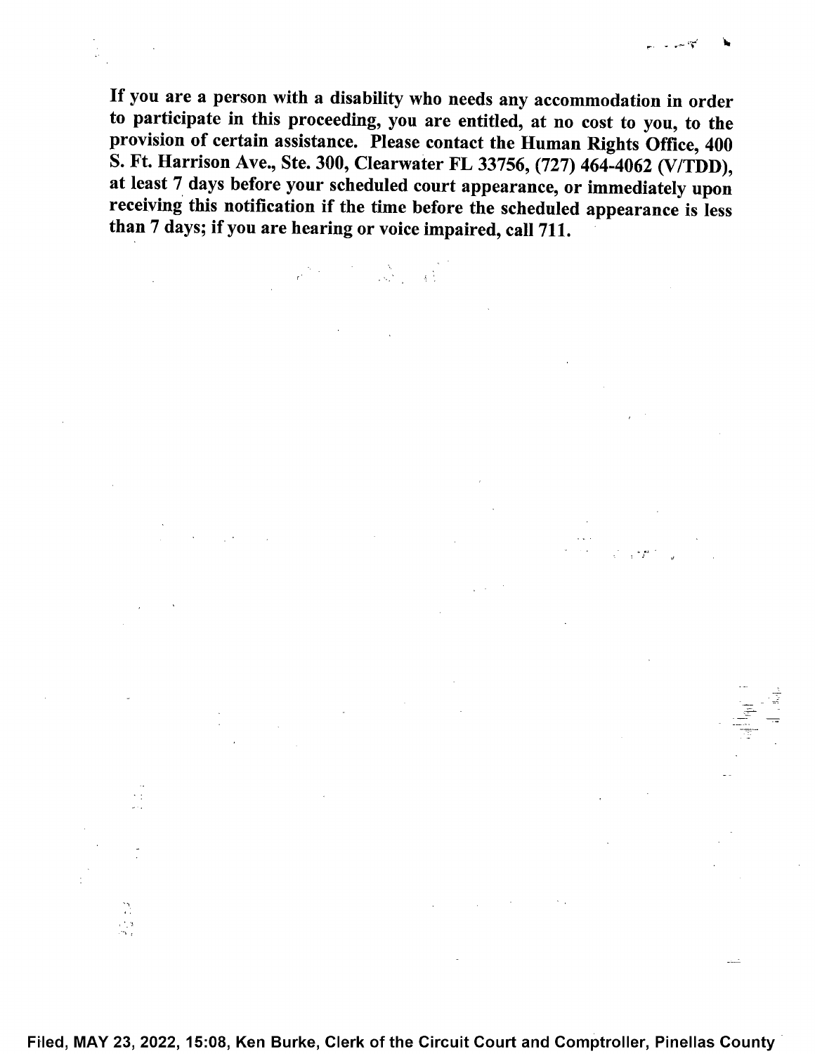**If you are a person with a disability who needs any accommodation in order to participate in this proceeding, you are entitled, at no cost to you, to the provision of certain assistance. Please contact the Human Rights Office, 400 S. Ft. Harrison Ave., Ste. 300, Clearwater FL 33756, (727) 464-4062 (V/TDD), at least 7 days before your scheduled court appearance, or immediately upon receiving this notification if the time before the scheduled appearance is less than 7 days; if you are hearing or voice impaired, call 711.**

**Filed, MAY 23, 2022, 15:08, Ken Burke, Clerk of the Circuit Court and Comptroller, Pinellas County**